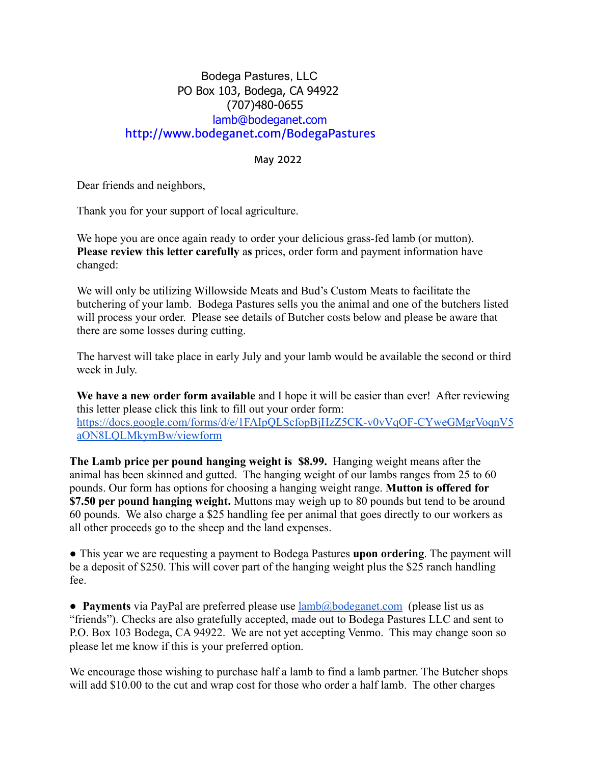Bodega Pastures, LLC
PO Box 103, Bodega, CA 94922
(707)480-0655
lamb@bodeganet.com
http://www.bodeganet.com/BodegaPastures

May 2022

Dear friends and neighbors,

Thank you for your support of local agriculture.

We hope you are once again ready to order your delicious grass-fed lamb (or mutton). **Please review this letter carefully as** prices, order form and payment information have changed:

We will only be utilizing Willowside Meats and Bud's Custom Meats to facilitate the butchering of your lamb. Bodega Pastures sells you the animal and one of the butchers listed will process your order. Please see details of Butcher costs below and please be aware that there are some losses during cutting.

The harvest will take place in early July and your lamb would be available the second or third week in July.

**We have a new order form available** and I hope it will be easier than ever! After reviewing this letter please click this link to fill out your order form: [https://docs.google.com/forms/d/e/1FAIpQLScfopBjHzZ5CK-v0vVqOF-CYweGMgrVoqnV5aON8LQLMkymBw/viewform](https://docs.google.com/forms/d/e/1FAIpQLScfopBjHzZ5CK-v0vVqOF-CYweGMgrVoqnV5aON8LQLMkymBw/viewform)

**The Lamb price per pound hanging weight is $8.99.** Hanging weight means after the animal has been skinned and gutted. The hanging weight of our lambs ranges from 25 to 60 pounds. Our form has options for choosing a hanging weight range. **Mutton is offered for $7.50 per pound hanging weight.** Muttons may weigh up to 80 pounds but tend to be around 60 pounds. We also charge a $25 handling fee per animal that goes directly to our workers as all other proceeds go to the sheep and the land expenses.

- This year we are requesting a payment to Bodega Pastures **upon ordering**. The payment will be a deposit of $250. This will cover part of the hanging weight plus the $25 ranch handling fee.

- **Payments** via PayPal are preferred please use [lamb@bodeganet.com](mailto:lamb@bodeganet.com) (please list us as "friends"). Checks are also gratefully accepted, made out to Bodega Pastures LLC and sent to P.O. Box 103 Bodega, CA 94922. We are not yet accepting Venmo. This may change soon so please let me know if this is your preferred option.

We encourage those wishing to purchase half a lamb to find a lamb partner. The Butcher shops will add $10.00 to the cut and wrap cost for those who order a half lamb. The other charges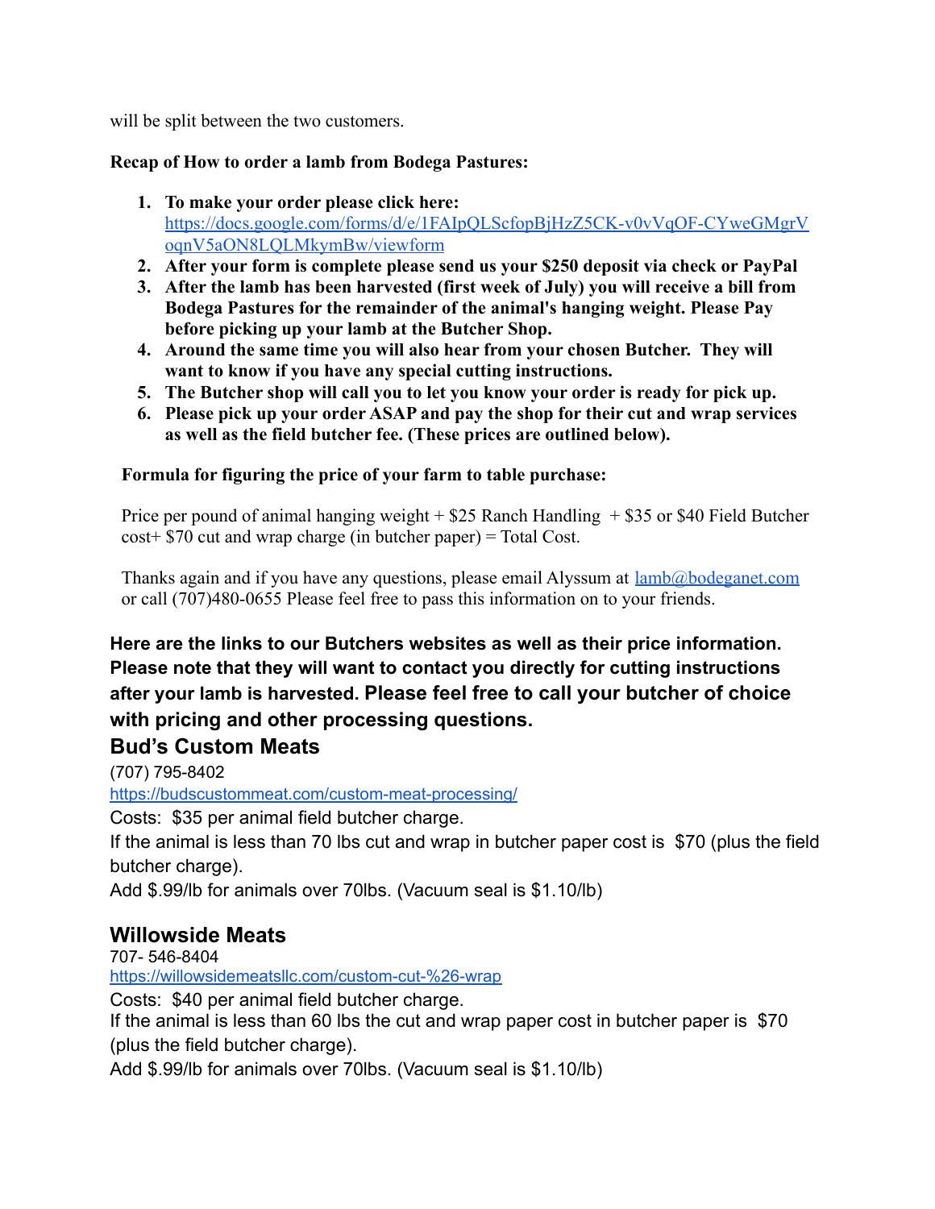will be split between the two customers.

**Recap of How to order a lamb from Bodega Pastures:**

1. **To make your order please click here:** [https://docs.google.com/forms/d/e/1FAIpQLScfopBjHzZ5CK-v0vVqOF-CYweGMgrVoqnV5aON8LQLMkymBw/viewform](https://docs.google.com/forms/d/e/1FAIpQLScfopBjHzZ5CK-v0vVqOF-CYweGMgrVoqnV5aON8LQLMkymBw/viewform)
2. **After your form is complete please send us your $250 deposit via check or PayPal**
3. **After the lamb has been harvested (first week of July) you will receive a bill from Bodega Pastures for the remainder of the animal's hanging weight. Please Pay before picking up your lamb at the Butcher Shop.**
4. **Around the same time you will also hear from your chosen Butcher. They will want to know if you have any special cutting instructions.**
5. **The Butcher shop will call you to let you know your order is ready for pick up.**
6. **Please pick up your order ASAP and pay the shop for their cut and wrap services as well as the field butcher fee. (These prices are outlined below).**

**Formula for figuring the price of your farm to table purchase:**

Price per pound of animal hanging weight + $25 Ranch Handling + $35 or $40 Field Butcher cost+ $70 cut and wrap charge (in butcher paper) = Total Cost.

Thanks again and if you have any questions, please email Alyssum at [lamb@bodeganet.com](mailto:lamb@bodeganet.com) or call (707)480-0655 Please feel free to pass this information on to your friends.

**Here are the links to our Butchers websites as well as their price information. Please note that they will want to contact you directly for cutting instructions after your lamb is harvested. Please feel free to call your butcher of choice with pricing and other processing questions.**

## Bud's Custom Meats

(707) 795-8402

[https://budscustommeat.com/custom-meat-processing/](https://budscustommeat.com/custom-meat-processing/)

Costs: $35 per animal field butcher charge.

If the animal is less than 70 lbs cut and wrap in butcher paper cost is $70 (plus the field butcher charge).

Add $.99/lb for animals over 70lbs. (Vacuum seal is $1.10/lb)

## Willowside Meats

707- 546-8404

[https://willowsidemeatsllc.com/custom-cut-%26-wrap](https://willowsidemeatsllc.com/custom-cut-%26-wrap)

Costs: $40 per animal field butcher charge.

If the animal is less than 60 lbs the cut and wrap paper cost in butcher paper is $70 (plus the field butcher charge).

Add $.99/lb for animals over 70lbs. (Vacuum seal is $1.10/lb)